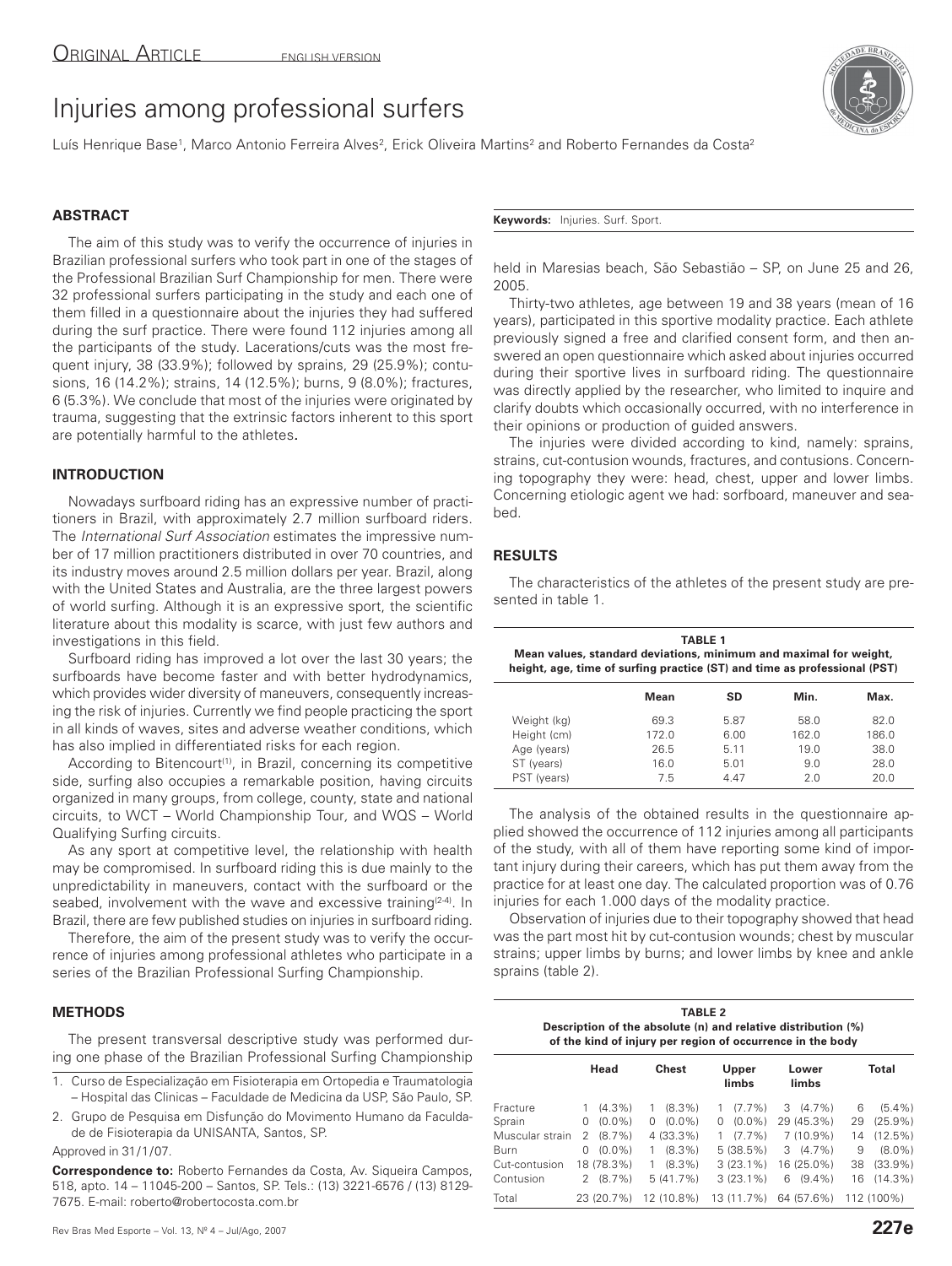ORIGINAL ARTICLE

ENGLISH VERSION

# Injuries among professional surfers

Luís Henrique Base[1], Marco Antonio Ferreira Alves[2], Erick Oliveira Martins[2] and Roberto Fernandes da Costa[2]

## ABSTRACT

The aim of this study was to verify the occurrence of injuries in Brazilian professional surfers who took part in one of the stages of the Professional Brazilian Surf Championship for men. There were 32 professional surfers participating in the study and each one of them filled in a questionnaire about the injuries they had suffered during the surf practice. There were found 112 injuries among all the participants of the study. Lacerations/cuts was the most frequent injury, 38 (33.9%); followed by sprains, 29 (25.9%); contusions, 16 (14.2%); strains, 14 (12.5%); burns, 9 (8.0%); fractures, 6 (5.3%). We conclude that most of the injuries were originated by trauma, suggesting that the extrinsic factors inherent to this sport are potentially harmful to the athletes.

**Keywords:** Injuries. Surf. Sport.

## INTRODUCTION

Nowadays surfboard riding has an expressive number of practitioners in Brazil, with approximately 2.7 million surfboard riders. The *International Surf Association* estimates the impressive number of 17 million practitioners distributed in over 70 countries, and its industry moves around 2.5 million dollars per year. Brazil, along with the United States and Australia, are the three largest powers of world surfing. Although it is an expressive sport, the scientific literature about this modality is scarce, with just few authors and investigations in this field.

Surfboard riding has improved a lot over the last 30 years; the surfboards have become faster and with better hydrodynamics, which provides wider diversity of maneuvers, consequently increasing the risk of injuries. Currently we find people practicing the sport in all kinds of waves, sites and adverse weather conditions, which has also implied in differentiated risks for each region.

According to Bitencourt[1], in Brazil, concerning its competitive side, surfing also occupies a remarkable position, having circuits organized in many groups, from college, county, state and national circuits, to WCT – World Championship Tour, and WQS – World Qualifying Surfing circuits.

As any sport at competitive level, the relationship with health may be compromised. In surfboard riding this is due mainly to the unpredictability in maneuvers, contact with the surfboard or the seabed, involvement with the wave and excessive training[2-4]. In Brazil, there are few published studies on injuries in surfboard riding.

Therefore, the aim of the present study was to verify the occurrence of injuries among professional athletes who participate in a series of the Brazilian Professional Surfing Championship.

## METHODS

The present transversal descriptive study was performed during one phase of the Brazilian Professional Surfing Championship held in Maresias beach, São Sebastião – SP, on June 25 and 26, 2005.

Thirty-two athletes, age between 19 and 38 years (mean of 16 years), participated in this sportive modality practice. Each athlete previously signed a free and clarified consent form, and then answered an open questionnaire which asked about injuries occurred during their sportive lives in surfboard riding. The questionnaire was directly applied by the researcher, who limited to inquire and clarify doubts which occasionally occurred, with no interference in their opinions or production of guided answers.

The injuries were divided according to kind, namely: sprains, strains, cut-contusion wounds, fractures, and contusions. Concerning topography they were: head, chest, upper and lower limbs. Concerning etiologic agent we had: sorfboard, maneuver and seabed.

## RESULTS

The characteristics of the athletes of the present study are presented in table 1.

**TABLE 1**
**Mean values, standard deviations, minimum and maximal for weight, height, age, time of surfing practice (ST) and time as professional (PST)**

| | Mean | SD | Min. | Max. |
|---|---|---|---|---|
| Weight (kg) | 69.3 | 5.87 | 58.0 | 82.0 |
| Height (cm) | 172.0 | 6.00 | 162.0 | 186.0 |
| Age (years) | 26.5 | 5.11 | 19.0 | 38.0 |
| ST (years) | 16.0 | 5.01 | 9.0 | 28.0 |
| PST (years) | 7.5 | 4.47 | 2.0 | 20.0 |

The analysis of the obtained results in the questionnaire applied showed the occurrence of 112 injuries among all participants of the study, with all of them have reporting some kind of important injury during their careers, which has put them away from the practice for at least one day. The calculated proportion was of 0.76 injuries for each 1.000 days of the modality practice.

Observation of injuries due to their topography showed that head was the part most hit by cut-contusion wounds; chest by muscular strains; upper limbs by burns; and lower limbs by knee and ankle sprains (table 2).

**TABLE 2**
**Description of the absolute (n) and relative distribution (%) of the kind of injury per region of occurrence in the body**

| | Head | Chest | Upper limbs | Lower limbs | Total |
|---|---|---|---|---|---|
| Fracture | 1 (4.3%) | 1 (8.3%) | 1 (7.7%) | 3 (4.7%) | 6 (5.4%) |
| Sprain | 0 (0.0%) | 0 (0.0%) | 0 (0.0%) | 29 (45.3%) | 29 (25.9%) |
| Muscular strain | 2 (8.7%) | 4 (33.3%) | 1 (7.7%) | 7 (10.9%) | 14 (12.5%) |
| Burn | 0 (0.0%) | 1 (8.3%) | 5 (38.5%) | 3 (4.7%) | 9 (8.0%) |
| Cut-contusion | 18 (78.3%) | 1 (8.3%) | 3 (23.1%) | 16 (25.0%) | 38 (33.9%) |
| Contusion | 2 (8.7%) | 5 (41.7%) | 3 (23.1%) | 6 (9.4%) | 16 (14.3%) |
| Total | 23 (20.7%) | 12 (10.8%) | 13 (11.7%) | 64 (57.6%) | 112 (100%) |

1. Curso de Especialização em Fisioterapia em Ortopedia e Traumatologia – Hospital das Clinicas – Faculdade de Medicina da USP, São Paulo, SP.
2. Grupo de Pesquisa em Disfunção do Movimento Humano da Faculdade de Fisioterapia da UNISANTA, Santos, SP.

Approved in 31/1/07.

**Correspondence to:** Roberto Fernandes da Costa, Av. Siqueira Campos, 518, apto. 14 – 11045-200 – Santos, SP. Tels.: (13) 3221-6576 / (13) 8129-7675. E-mail: roberto@robertocosta.com.br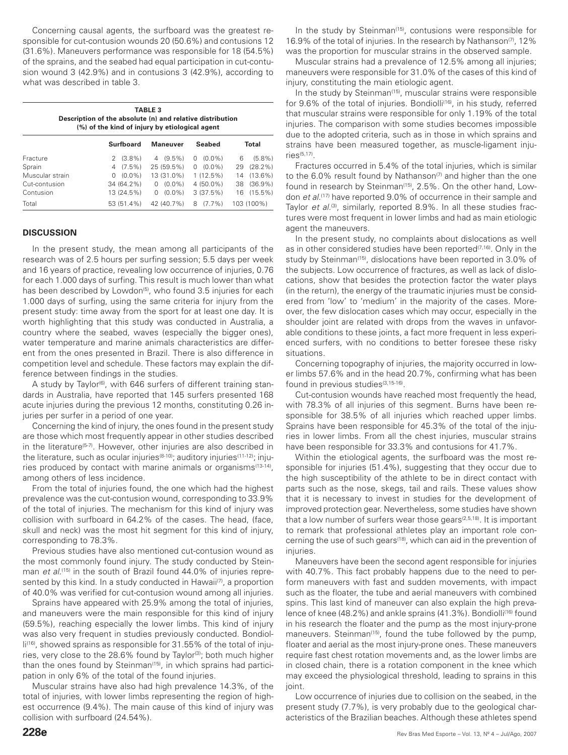Concerning causal agents, the surfboard was the greatest responsible for cut-contusion wounds 20 (50.6%) and contusions 12 (31.6%). Maneuvers performance was responsible for 18 (54.5%) of the sprains, and the seabed had equal participation in cut-contusion wound 3 (42.9%) and in contusions 3 (42.9%), according to what was described in table 3.

**TABLE 3**
**Description of the absolute (n) and relative distribution (%) of the kind of injury by etiological agent**

| | Surfboard | Maneuver | Seabed | Total |
|---|---|---|---|---|
| Fracture | 2 (3.8%) | 4 (9.5%) | 0 (0.0%) | 6 (5.8%) |
| Sprain | 4 (7.5%) | 25 (59.5%) | 0 (0.0%) | 29 (28.2%) |
| Muscular strain | 0 (0.0%) | 13 (31.0%) | 1 (12.5%) | 14 (13.6%) |
| Cut-contusion | 34 (64.2%) | 0 (0.0%) | 4 (50.0%) | 38 (36.9%) |
| Contusion | 13 (24.5%) | 0 (0.0%) | 3 (37.5%) | 16 (15.5%) |
| Total | 53 (51.4%) | 42 (40.7%) | 8 (7.7%) | 103 (100%) |

## DISCUSSION

In the present study, the mean among all participants of the research was of 2.5 hours per surfing session; 5.5 days per week and 16 years of practice, revealing low occurrence of injuries, 0.76 for each 1.000 days of surfing. This result is much lower than what has been described by Lowdon[5], who found 3.5 injuries for each 1.000 days of surfing, using the same criteria for injury from the present study: time away from the sport for at least one day. It is worth highlighting that this study was conducted in Australia, a country where the seabed, waves (especially the bigger ones), water temperature and marine animals characteristics are different from the ones presented in Brazil. There is also difference in competition level and schedule. These factors may explain the difference between findings in the studies.

A study by Taylor[6], with 646 surfers of different training standards in Australia, have reported that 145 surfers presented 168 acute injuries during the previous 12 months, constituting 0.26 injuries per surfer in a period of one year.

Concerning the kind of injury, the ones found in the present study are those which most frequently appear in other studies described in the literature[5-7]. However, other injuries are also described in the literature, such as ocular injuries[8-10]; auditory injuries[11-12]; injuries produced by contact with marine animals or organisms[13-14], among others of less incidence.

From the total of injuries found, the one which had the highest prevalence was the cut-contusion wound, corresponding to 33.9% of the total of injuries. The mechanism for this kind of injury was collision with surfboard in 64.2% of the cases. The head, (face, skull and neck) was the most hit segment for this kind of injury, corresponding to 78.3%.

Previous studies have also mentioned cut-contusion wound as the most commonly found injury. The study conducted by Steinman *et al.*[15] in the south of Brazil found 44.0% of injuries represented by this kind. In a study conducted in Hawaii[7], a proportion of 40.0% was verified for cut-contusion wound among all injuries.

Sprains have appeared with 25.9% among the total of injuries, and maneuvers were the main responsible for this kind of injury (59.5%), reaching especially the lower limbs. This kind of injury was also very frequent in studies previously conducted. Bondiolli[16], showed sprains as responsible for 31.55% of the total of injuries, very close to the 28.6% found by Taylor[3]; both much higher than the ones found by Steinman[15], in which sprains had participation in only 6% of the total of the found injuries.

Muscular strains have also had high prevalence 14.3%, of the total of injuries, with lower limbs representing the region of highest occurrence (9.4%). The main cause of this kind of injury was collision with surfboard (24.54%).

In the study by Steinman[15], contusions were responsible for 16.9% of the total of injuries. In the research by Nathanson[7], 12% was the proportion for muscular strains in the observed sample.

Muscular strains had a prevalence of 12.5% among all injuries; maneuvers were responsible for 31.0% of the cases of this kind of injury, constituting the main etiologic agent.

In the study by Steinman[15], muscular strains were responsible for 9.6% of the total of injuries. Bondiolli[16], in his study, referred that muscular strains were responsible for only 1.19% of the total injuries. The comparison with some studies becomes impossible due to the adopted criteria, such as in those in which sprains and strains have been measured together, as muscle-ligament injuries[5,17].

Fractures occurred in 5.4% of the total injuries, which is similar to the 6.0% result found by Nathanson[7] and higher than the one found in research by Steinman[15], 2.5%. On the other hand, Lowdon *et al.*[17] have reported 9.0% of occurrence in their sample and Taylor *et al.*[3], similarly, reported 8.9%. In all these studies fractures were most frequent in lower limbs and had as main etiologic agent the maneuvers.

In the present study, no complaints about dislocations as well as in other considered studies have been reported[7,16]. Only in the study by Steinman[15], dislocations have been reported in 3.0% of the subjects. Low occurrence of fractures, as well as lack of dislocations, show that besides the protection factor the water plays (in the return), the energy of the traumatic injuries must be considered from 'low' to 'medium' in the majority of the cases. Moreover, the few dislocation cases which may occur, especially in the shoulder joint are related with drops from the waves in unfavorable conditions to these joints, a fact more frequent in less experienced surfers, with no conditions to better foresee these risky situations.

Concerning topography of injuries, the majority occurred in lower limbs 57.6% and in the head 20.7%, confirming what has been found in previous studies[3,15-16].

Cut-contusion wounds have reached most frequently the head, with 78.3% of all injuries of this segment. Burns have been responsible for 38.5% of all injuries which reached upper limbs. Sprains have been responsible for 45.3% of the total of the injuries in lower limbs. From all the chest injuries, muscular strains have been responsible for 33.3% and contusions for 41.7%.

Within the etiological agents, the surfboard was the most responsible for injuries (51.4%), suggesting that they occur due to the high susceptibility of the athlete to be in direct contact with parts such as the nose, skegs, tail and rails. These values show that it is necessary to invest in studies for the development of improved protection gear. Nevertheless, some studies have shown that a low number of surfers wear those gears[2,5,18]. It is important to remark that professional athletes play an important role concerning the use of such gears[18], which can aid in the prevention of injuries.

Maneuvers have been the second agent responsible for injuries with 40.7%. This fact probably happens due to the need to perform maneuvers with fast and sudden movements, with impact such as the floater, the tube and aerial maneuvers with combined spins. This last kind of maneuver can also explain the high prevalence of knee (48.2%) and ankle sprains (41.3%). Bondiolli[16] found in his research the floater and the pump as the most injury-prone maneuvers. Steinman[15], found the tube followed by the pump, floater and aerial as the most injury-prone ones. These maneuvers require fast chest rotation movements and, as the lower limbs are in closed chain, there is a rotation component in the knee which may exceed the physiological threshold, leading to sprains in this joint.

Low occurrence of injuries due to collision on the seabed, in the present study (7.7%), is very probably due to the geological characteristics of the Brazilian beaches. Although these athletes spend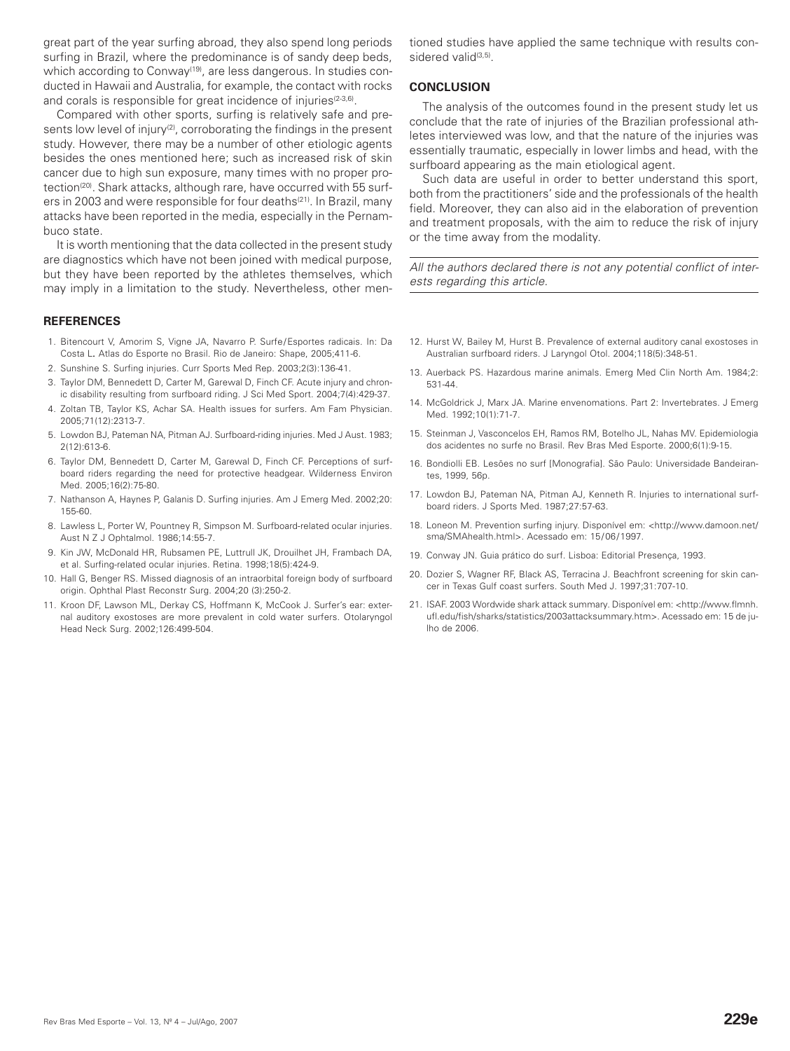great part of the year surfing abroad, they also spend long periods surfing in Brazil, where the predominance is of sandy deep beds, which according to Conway[19], are less dangerous. In studies conducted in Hawaii and Australia, for example, the contact with rocks and corals is responsible for great incidence of injuries[2-3,6].

Compared with other sports, surfing is relatively safe and presents low level of injury[2], corroborating the findings in the present study. However, there may be a number of other etiologic agents besides the ones mentioned here; such as increased risk of skin cancer due to high sun exposure, many times with no proper protection[20]. Shark attacks, although rare, have occurred with 55 surfers in 2003 and were responsible for four deaths[21]. In Brazil, many attacks have been reported in the media, especially in the Pernambuco state.

It is worth mentioning that the data collected in the present study are diagnostics which have not been joined with medical purpose, but they have been reported by the athletes themselves, which may imply in a limitation to the study. Nevertheless, other mentioned studies have applied the same technique with results considered valid[3,5].

## CONCLUSION

The analysis of the outcomes found in the present study let us conclude that the rate of injuries of the Brazilian professional athletes interviewed was low, and that the nature of the injuries was essentially traumatic, especially in lower limbs and head, with the surfboard appearing as the main etiological agent.

Such data are useful in order to better understand this sport, both from the practitioners' side and the professionals of the health field. Moreover, they can also aid in the elaboration of prevention and treatment proposals, with the aim to reduce the risk of injury or the time away from the modality.

*All the authors declared there is not any potential conflict of interests regarding this article.*

## REFERENCES

1. Bitencourt V, Amorim S, Vigne JA, Navarro P. Surfe/Esportes radicais. In: Da Costa L. Atlas do Esporte no Brasil. Rio de Janeiro: Shape, 2005;411-6.
2. Sunshine S. Surfing injuries. Curr Sports Med Rep. 2003;2(3):136-41.
3. Taylor DM, Bennedett D, Carter M, Garewal D, Finch CF. Acute injury and chronic disability resulting from surfboard riding. J Sci Med Sport. 2004;7(4):429-37.
4. Zoltan TB, Taylor KS, Achar SA. Health issues for surfers. Am Fam Physician. 2005;71(12):2313-7.
5. Lowdon BJ, Pateman NA, Pitman AJ. Surfboard-riding injuries. Med J Aust. 1983; 2(12):613-6.
6. Taylor DM, Bennedett D, Carter M, Garewal D, Finch CF. Perceptions of surfboard riders regarding the need for protective headgear. Wilderness Environ Med. 2005;16(2):75-80.
7. Nathanson A, Haynes P, Galanis D. Surfing injuries. Am J Emerg Med. 2002;20: 155-60.
8. Lawless L, Porter W, Pountney R, Simpson M. Surfboard-related ocular injuries. Aust N Z J Ophtalmol. 1986;14:55-7.
9. Kin JW, McDonald HR, Rubsamen PE, Luttrull JK, Drouilhet JH, Frambach DA, et al. Surfing-related ocular injuries. Retina. 1998;18(5):424-9.
10. Hall G, Benger RS. Missed diagnosis of an intraorbital foreign body of surfboard origin. Ophthal Plast Reconstr Surg. 2004;20 (3):250-2.
11. Kroon DF, Lawson ML, Derkay CS, Hoffmann K, McCook J. Surfer's ear: external auditory exostoses are more prevalent in cold water surfers. Otolaryngol Head Neck Surg. 2002;126:499-504.
12. Hurst W, Bailey M, Hurst B. Prevalence of external auditory canal exostoses in Australian surfboard riders. J Laryngol Otol. 2004;118(5):348-51.
13. Auerback PS. Hazardous marine animals. Emerg Med Clin North Am. 1984;2: 531-44.
14. McGoldrick J, Marx JA. Marine envenomations. Part 2: Invertebrates. J Emerg Med. 1992;10(1):71-7.
15. Steinman J, Vasconcelos EH, Ramos RM, Botelho JL, Nahas MV. Epidemiologia dos acidentes no surfe no Brasil. Rev Bras Med Esporte. 2000;6(1):9-15.
16. Bondiolli EB. Lesões no surf [Monografia]. São Paulo: Universidade Bandeirantes, 1999, 56p.
17. Lowdon BJ, Pateman NA, Pitman AJ, Kenneth R. Injuries to international surfboard riders. J Sports Med. 1987;27:57-63.
18. Loneon M. Prevention surfing injury. Disponível em: <http://www.damoon.net/sma/SMAhealth.html>. Acessado em: 15/06/1997.
19. Conway JN. Guia prático do surf. Lisboa: Editorial Presença, 1993.
20. Dozier S, Wagner RF, Black AS, Terracina J. Beachfront screening for skin cancer in Texas Gulf coast surfers. South Med J. 1997;31:707-10.
21. ISAF. 2003 Wordwide shark attack summary. Disponível em: <http://www.flmnh.ufl.edu/fish/sharks/statistics/2003attacksummary.htm>. Acessado em: 15 de julho de 2006.